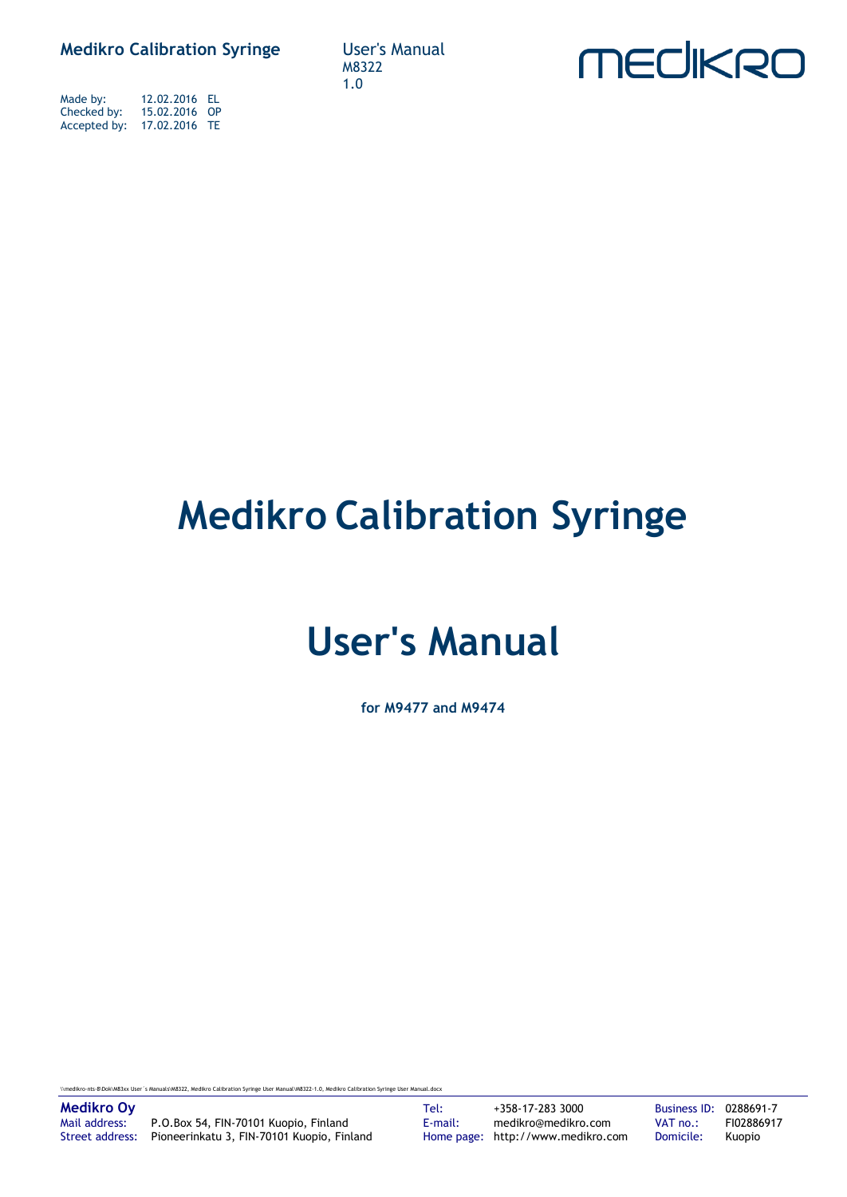Made by: 12.02.2016 EL
Checked by: 15.02.2016 OP
Accepted by: 17.02.2016 TE

# Medikro Calibration Syringe

# User's Manual

**for M9477 and M9474**

\\medikro-nts-8\Dok\M83xx User´s Manuals\M8322, Medikro Calibration Syringe User Manual\M8322-1.0, Medikro Calibration Syringe User Manual.docx

**Medikro Oy**
Mail address: P.O.Box 54, FIN-70101 Kuopio, Finland
Street address: Pioneerinkatu 3, FIN-70101 Kuopio, Finland
Tel: +358-17-283 3000
E-mail: medikro@medikro.com
Home page: http://www.medikro.com
Business ID: 0288691-7
VAT no.: FI02886917
Domicile: Kuopio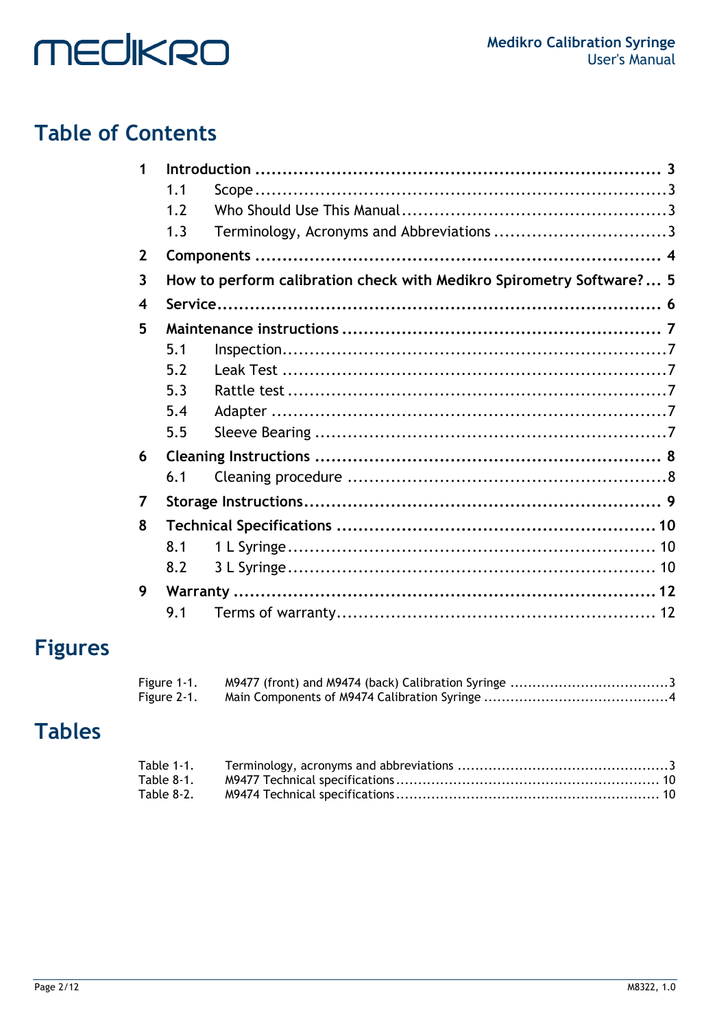# Table of Contents

- **1 Introduction** ... 3
  - 1.1 Scope ... 3
  - 1.2 Who Should Use This Manual ... 3
  - 1.3 Terminology, Acronyms and Abbreviations ... 3
- **2 Components** ... 4
- **3 How to perform calibration check with Medikro Spirometry Software?** ... 5
- **4 Service** ... 6
- **5 Maintenance instructions** ... 7
  - 5.1 Inspection ... 7
  - 5.2 Leak Test ... 7
  - 5.3 Rattle test ... 7
  - 5.4 Adapter ... 7
  - 5.5 Sleeve Bearing ... 7
- **6 Cleaning Instructions** ... 8
  - 6.1 Cleaning procedure ... 8
- **7 Storage Instructions** ... 9
- **8 Technical Specifications** ... 10
  - 8.1 1 L Syringe ... 10
  - 8.2 3 L Syringe ... 10
- **9 Warranty** ... 12
  - 9.1 Terms of warranty ... 12

# Figures

- Figure 1-1. M9477 (front) and M9474 (back) Calibration Syringe ... 3
- Figure 2-1. Main Components of M9474 Calibration Syringe ... 4

# Tables

- Table 1-1. Terminology, acronyms and abbreviations ... 3
- Table 8-1. M9477 Technical specifications ... 10
- Table 8-2. M9474 Technical specifications ... 10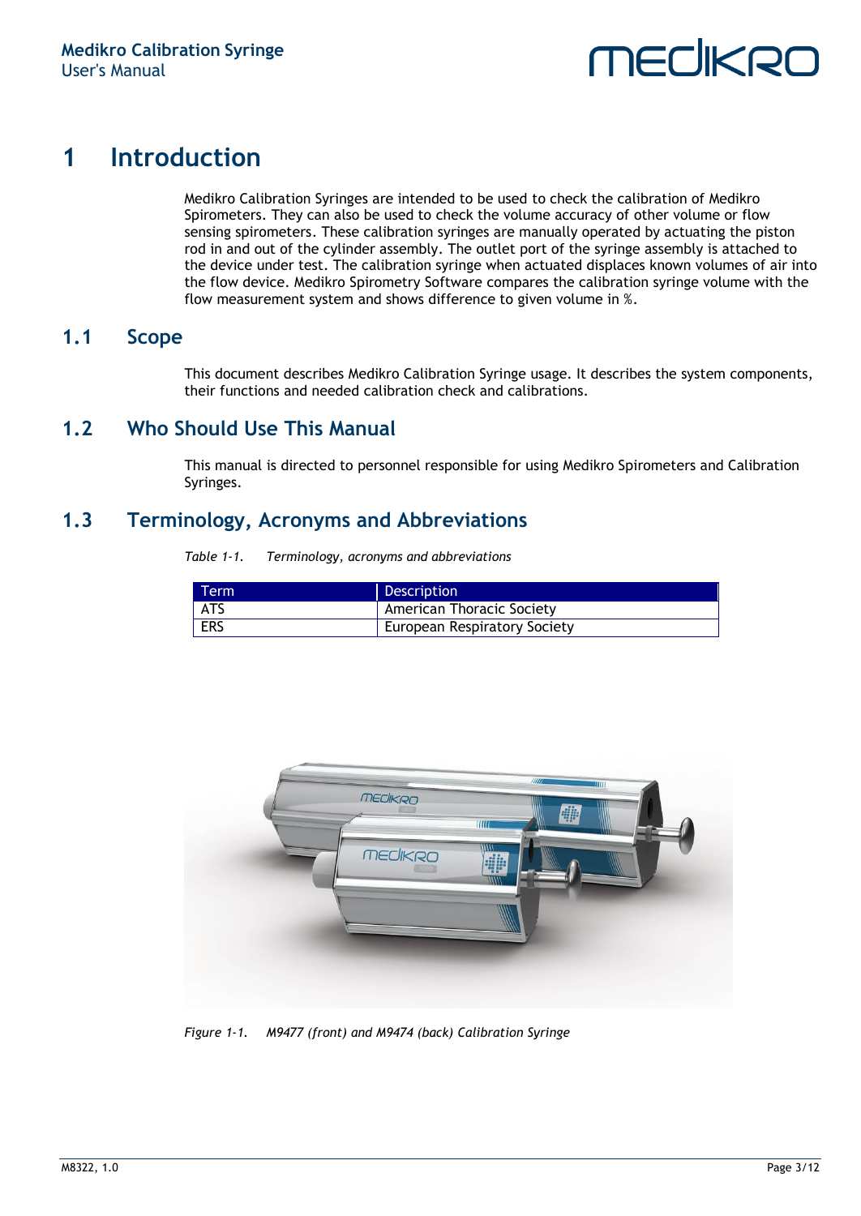# 1 Introduction

Medikro Calibration Syringes are intended to be used to check the calibration of Medikro Spirometers. They can also be used to check the volume accuracy of other volume or flow sensing spirometers. These calibration syringes are manually operated by actuating the piston rod in and out of the cylinder assembly. The outlet port of the syringe assembly is attached to the device under test. The calibration syringe when actuated displaces known volumes of air into the flow device. Medikro Spirometry Software compares the calibration syringe volume with the flow measurement system and shows difference to given volume in %.

## 1.1 Scope

This document describes Medikro Calibration Syringe usage. It describes the system components, their functions and needed calibration check and calibrations.

## 1.2 Who Should Use This Manual

This manual is directed to personnel responsible for using Medikro Spirometers and Calibration Syringes.

## 1.3 Terminology, Acronyms and Abbreviations

*Table 1-1. Terminology, acronyms and abbreviations*

| Term | Description |
|---|---|
| ATS | American Thoracic Society |
| ERS | European Respiratory Society |

*Figure 1-1. M9477 (front) and M9474 (back) Calibration Syringe*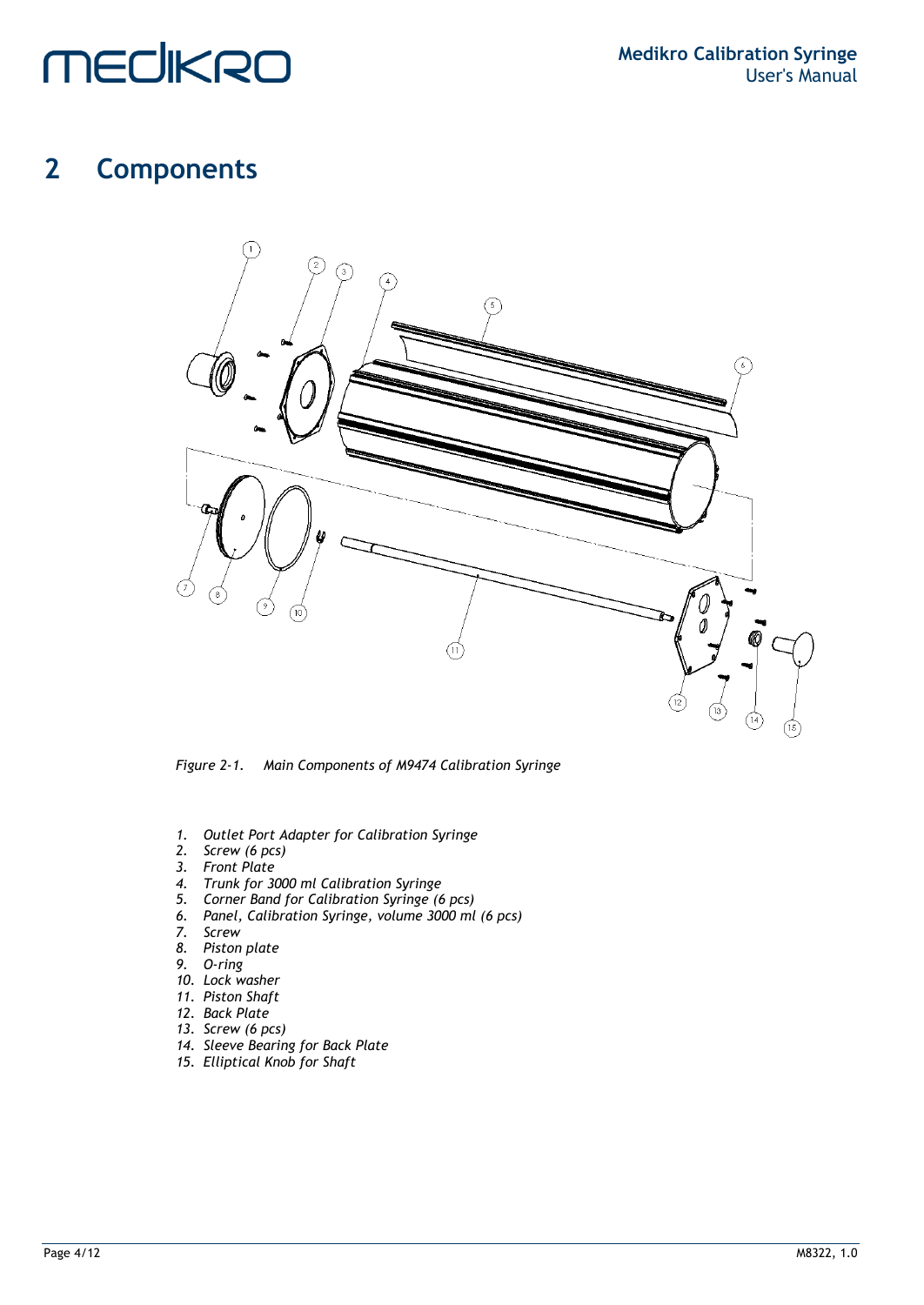# 2 Components

*Figure 2-1. Main Components of M9474 Calibration Syringe*

1. *Outlet Port Adapter for Calibration Syringe*
2. *Screw (6 pcs)*
3. *Front Plate*
4. *Trunk for 3000 ml Calibration Syringe*
5. *Corner Band for Calibration Syringe (6 pcs)*
6. *Panel, Calibration Syringe, volume 3000 ml (6 pcs)*
7. *Screw*
8. *Piston plate*
9. *O-ring*
10. *Lock washer*
11. *Piston Shaft*
12. *Back Plate*
13. *Screw (6 pcs)*
14. *Sleeve Bearing for Back Plate*
15. *Elliptical Knob for Shaft*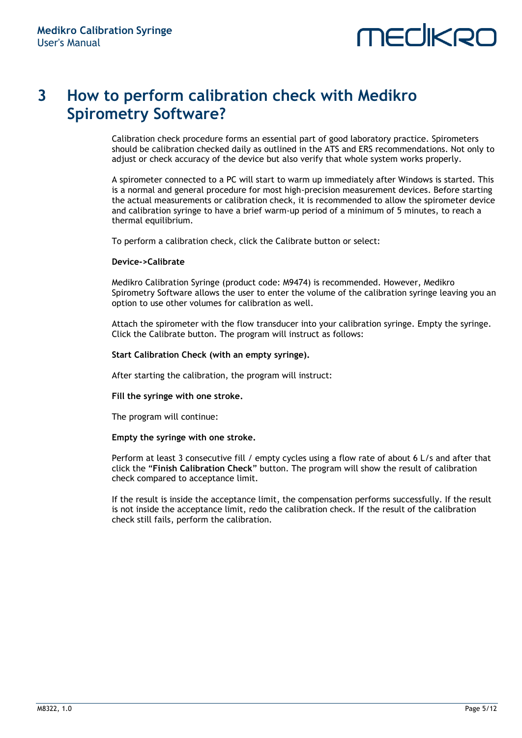# 3 How to perform calibration check with Medikro Spirometry Software?

Calibration check procedure forms an essential part of good laboratory practice. Spirometers should be calibration checked daily as outlined in the ATS and ERS recommendations. Not only to adjust or check accuracy of the device but also verify that whole system works properly.

A spirometer connected to a PC will start to warm up immediately after Windows is started. This is a normal and general procedure for most high-precision measurement devices. Before starting the actual measurements or calibration check, it is recommended to allow the spirometer device and calibration syringe to have a brief warm-up period of a minimum of 5 minutes, to reach a thermal equilibrium.

To perform a calibration check, click the Calibrate button or select:

**Device->Calibrate**

Medikro Calibration Syringe (product code: M9474) is recommended. However, Medikro Spirometry Software allows the user to enter the volume of the calibration syringe leaving you an option to use other volumes for calibration as well.

Attach the spirometer with the flow transducer into your calibration syringe. Empty the syringe. Click the Calibrate button. The program will instruct as follows:

**Start Calibration Check (with an empty syringe).**

After starting the calibration, the program will instruct:

**Fill the syringe with one stroke.**

The program will continue:

**Empty the syringe with one stroke.**

Perform at least 3 consecutive fill / empty cycles using a flow rate of about 6 L/s and after that click the "**Finish Calibration Check**" button. The program will show the result of calibration check compared to acceptance limit.

If the result is inside the acceptance limit, the compensation performs successfully. If the result is not inside the acceptance limit, redo the calibration check. If the result of the calibration check still fails, perform the calibration.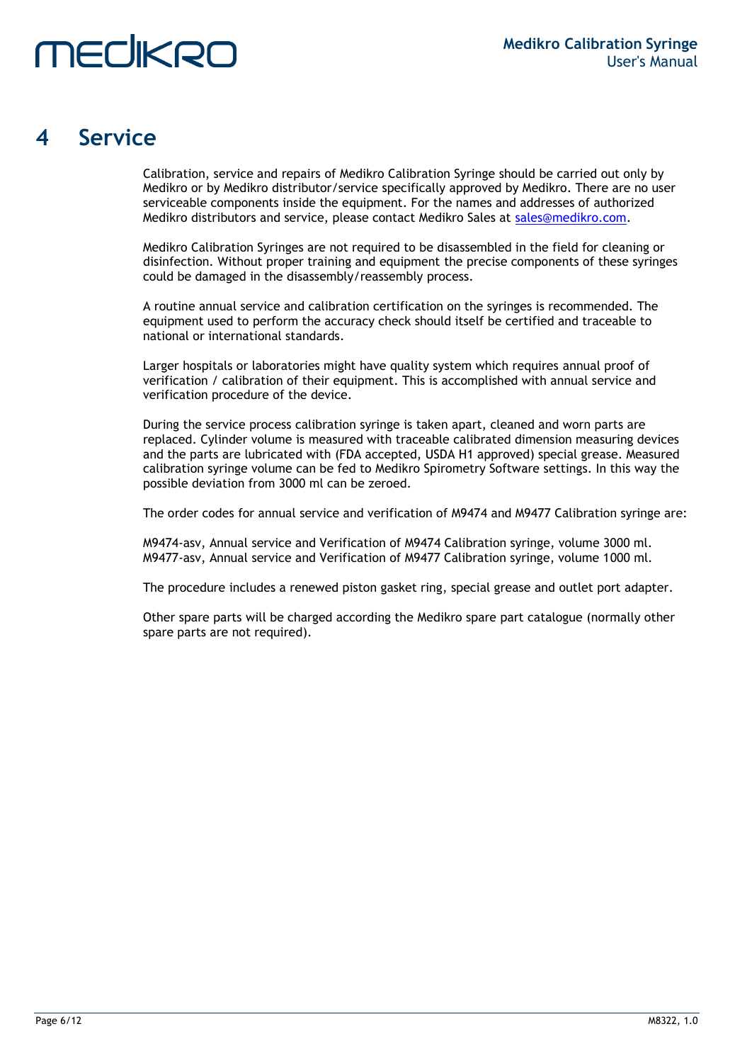# 4 Service

Calibration, service and repairs of Medikro Calibration Syringe should be carried out only by Medikro or by Medikro distributor/service specifically approved by Medikro. There are no user serviceable components inside the equipment. For the names and addresses of authorized Medikro distributors and service, please contact Medikro Sales at sales@medikro.com.

Medikro Calibration Syringes are not required to be disassembled in the field for cleaning or disinfection. Without proper training and equipment the precise components of these syringes could be damaged in the disassembly/reassembly process.

A routine annual service and calibration certification on the syringes is recommended. The equipment used to perform the accuracy check should itself be certified and traceable to national or international standards.

Larger hospitals or laboratories might have quality system which requires annual proof of verification / calibration of their equipment. This is accomplished with annual service and verification procedure of the device.

During the service process calibration syringe is taken apart, cleaned and worn parts are replaced. Cylinder volume is measured with traceable calibrated dimension measuring devices and the parts are lubricated with (FDA accepted, USDA H1 approved) special grease. Measured calibration syringe volume can be fed to Medikro Spirometry Software settings. In this way the possible deviation from 3000 ml can be zeroed.

The order codes for annual service and verification of M9474 and M9477 Calibration syringe are:

M9474-asv, Annual service and Verification of M9474 Calibration syringe, volume 3000 ml.
M9477-asv, Annual service and Verification of M9477 Calibration syringe, volume 1000 ml.

The procedure includes a renewed piston gasket ring, special grease and outlet port adapter.

Other spare parts will be charged according the Medikro spare part catalogue (normally other spare parts are not required).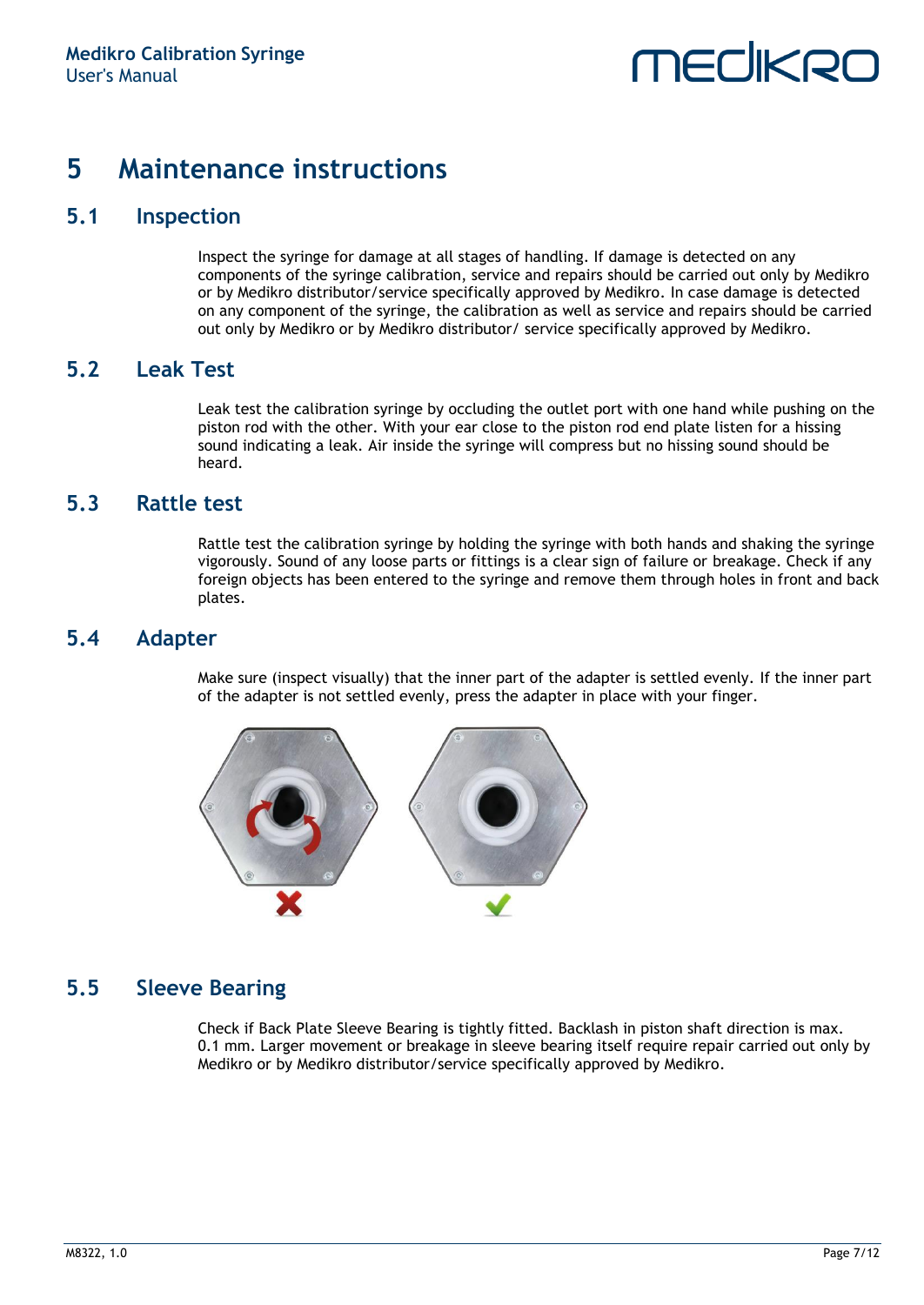# 5 Maintenance instructions

## 5.1 Inspection

Inspect the syringe for damage at all stages of handling. If damage is detected on any components of the syringe calibration, service and repairs should be carried out only by Medikro or by Medikro distributor/service specifically approved by Medikro. In case damage is detected on any component of the syringe, the calibration as well as service and repairs should be carried out only by Medikro or by Medikro distributor/ service specifically approved by Medikro.

## 5.2 Leak Test

Leak test the calibration syringe by occluding the outlet port with one hand while pushing on the piston rod with the other. With your ear close to the piston rod end plate listen for a hissing sound indicating a leak. Air inside the syringe will compress but no hissing sound should be heard.

## 5.3 Rattle test

Rattle test the calibration syringe by holding the syringe with both hands and shaking the syringe vigorously. Sound of any loose parts or fittings is a clear sign of failure or breakage. Check if any foreign objects has been entered to the syringe and remove them through holes in front and back plates.

## 5.4 Adapter

Make sure (inspect visually) that the inner part of the adapter is settled evenly. If the inner part of the adapter is not settled evenly, press the adapter in place with your finger.

## 5.5 Sleeve Bearing

Check if Back Plate Sleeve Bearing is tightly fitted. Backlash in piston shaft direction is max. 0.1 mm. Larger movement or breakage in sleeve bearing itself require repair carried out only by Medikro or by Medikro distributor/service specifically approved by Medikro.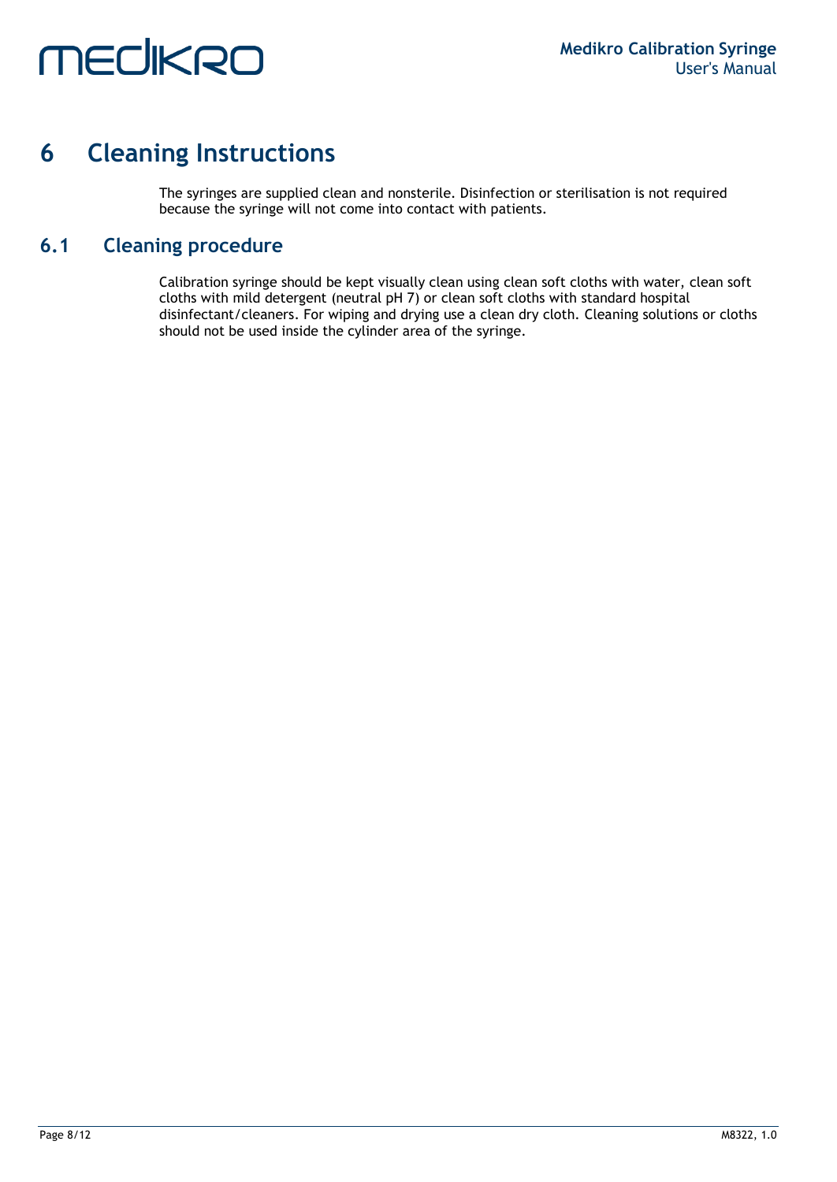# 6 Cleaning Instructions

The syringes are supplied clean and nonsterile. Disinfection or sterilisation is not required because the syringe will not come into contact with patients.

## 6.1 Cleaning procedure

Calibration syringe should be kept visually clean using clean soft cloths with water, clean soft cloths with mild detergent (neutral pH 7) or clean soft cloths with standard hospital disinfectant/cleaners. For wiping and drying use a clean dry cloth. Cleaning solutions or cloths should not be used inside the cylinder area of the syringe.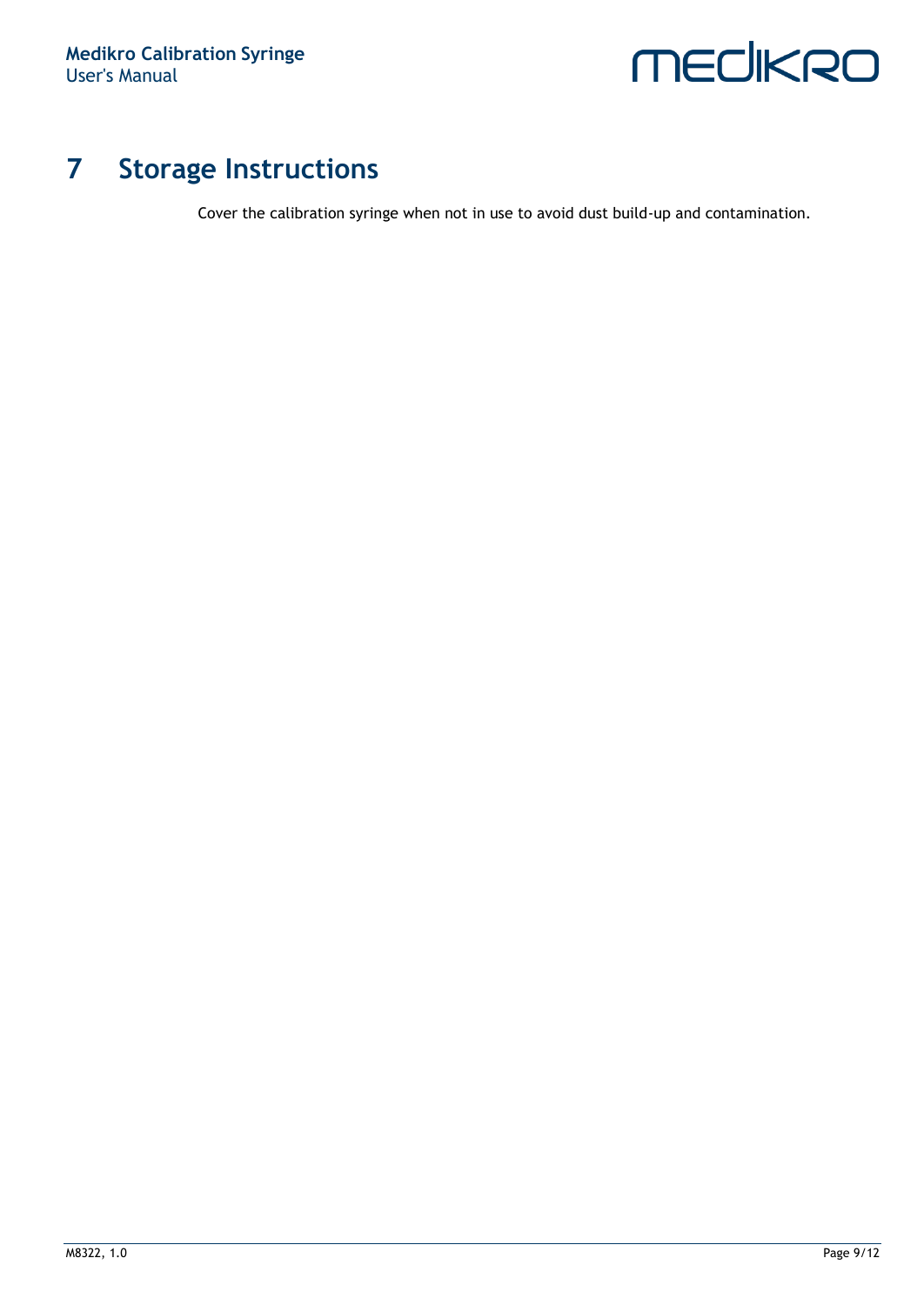# 7 Storage Instructions

Cover the calibration syringe when not in use to avoid dust build-up and contamination.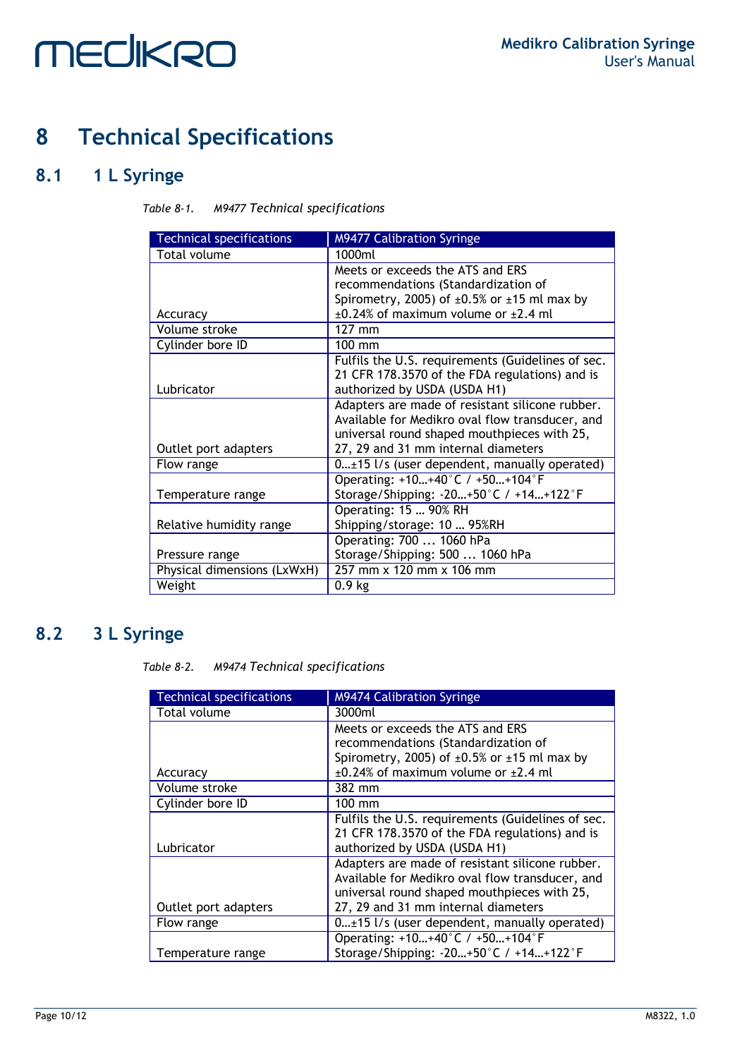# 8 Technical Specifications

## 8.1 1 L Syringe

*Table 8-1. M9477 Technical specifications*

| Technical specifications | M9477 Calibration Syringe |
| --- | --- |
| Total volume | 1000ml |
| Accuracy | Meets or exceeds the ATS and ERS recommendations (Standardization of Spirometry, 2005) of ±0.5% or ±15 ml max by ±0.24% of maximum volume or ±2.4 ml |
| Volume stroke | 127 mm |
| Cylinder bore ID | 100 mm |
| Lubricator | Fulfils the U.S. requirements (Guidelines of sec. 21 CFR 178.3570 of the FDA regulations) and is authorized by USDA (USDA H1) |
| Outlet port adapters | Adapters are made of resistant silicone rubber. Available for Medikro oval flow transducer, and universal round shaped mouthpieces with 25, 27, 29 and 31 mm internal diameters |
| Flow range | 0…±15 l/s (user dependent, manually operated) |
| Temperature range | Operating: +10…+40°C / +50…+104°F<br>Storage/Shipping: -20…+50°C / +14…+122°F |
| Relative humidity range | Operating: 15 … 90% RH<br>Shipping/storage: 10 … 95%RH |
| Pressure range | Operating: 700 ... 1060 hPa<br>Storage/Shipping: 500 ... 1060 hPa |
| Physical dimensions (LxWxH) | 257 mm x 120 mm x 106 mm |
| Weight | 0.9 kg |

## 8.2 3 L Syringe

*Table 8-2. M9474 Technical specifications*

| Technical specifications | M9474 Calibration Syringe |
| --- | --- |
| Total volume | 3000ml |
| Accuracy | Meets or exceeds the ATS and ERS recommendations (Standardization of Spirometry, 2005) of ±0.5% or ±15 ml max by ±0.24% of maximum volume or ±2.4 ml |
| Volume stroke | 382 mm |
| Cylinder bore ID | 100 mm |
| Lubricator | Fulfils the U.S. requirements (Guidelines of sec. 21 CFR 178.3570 of the FDA regulations) and is authorized by USDA (USDA H1) |
| Outlet port adapters | Adapters are made of resistant silicone rubber. Available for Medikro oval flow transducer, and universal round shaped mouthpieces with 25, 27, 29 and 31 mm internal diameters |
| Flow range | 0…±15 l/s (user dependent, manually operated) |
| Temperature range | Operating: +10…+40°C / +50…+104°F<br>Storage/Shipping: -20…+50°C / +14…+122°F |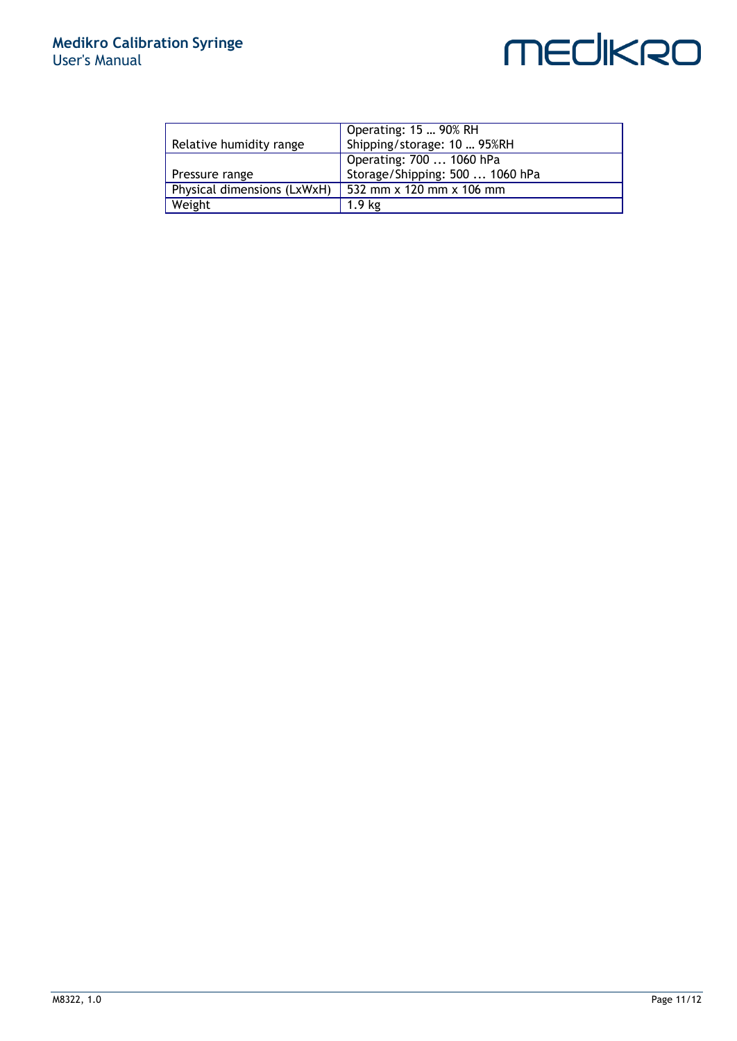| | |
|---|---|
| Relative humidity range | Operating: 15 … 90% RH<br>Shipping/storage: 10 … 95%RH |
| Pressure range | Operating: 700 ... 1060 hPa<br>Storage/Shipping: 500 ... 1060 hPa |
| Physical dimensions (LxWxH) | 532 mm x 120 mm x 106 mm |
| Weight | 1.9 kg |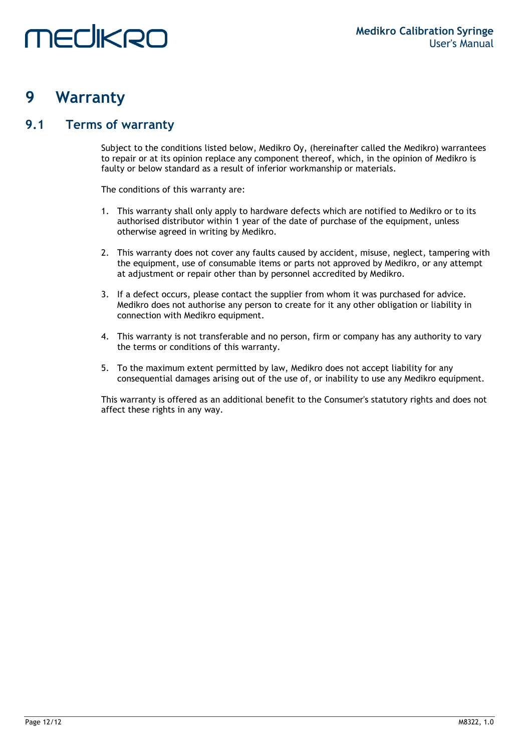# 9 Warranty

## 9.1 Terms of warranty

Subject to the conditions listed below, Medikro Oy, (hereinafter called the Medikro) warrantees to repair or at its opinion replace any component thereof, which, in the opinion of Medikro is faulty or below standard as a result of inferior workmanship or materials.

The conditions of this warranty are:

1. This warranty shall only apply to hardware defects which are notified to Medikro or to its authorised distributor within 1 year of the date of purchase of the equipment, unless otherwise agreed in writing by Medikro.

2. This warranty does not cover any faults caused by accident, misuse, neglect, tampering with the equipment, use of consumable items or parts not approved by Medikro, or any attempt at adjustment or repair other than by personnel accredited by Medikro.

3. If a defect occurs, please contact the supplier from whom it was purchased for advice. Medikro does not authorise any person to create for it any other obligation or liability in connection with Medikro equipment.

4. This warranty is not transferable and no person, firm or company has any authority to vary the terms or conditions of this warranty.

5. To the maximum extent permitted by law, Medikro does not accept liability for any consequential damages arising out of the use of, or inability to use any Medikro equipment.

This warranty is offered as an additional benefit to the Consumer's statutory rights and does not affect these rights in any way.